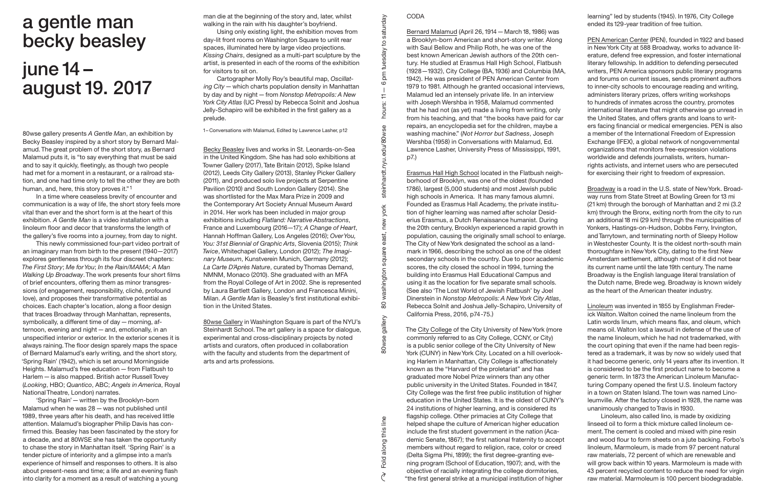# a gentle man becky beasley

# june 14 – august 19. 2017

80wse gallery presents *A Gentle Man*, an exhibition by Becky Beasley inspired by a short story by Bernard Malamud. The great problem of the short story, as Bernard Malamud puts it, is "to say everything that must be said and to say it quickly, fleetingly, as though two people had met for a moment in a restaurant, or a railroad station, and one had time only to tell the other they are both human, and, here, this story proves it."[1]

In a time where ceaseless brevity of encounter and communication is a way of life, the short story feels more vital than ever and the short form is at the heart of this exhibition. *A Gentle Man* is a video installation with a linoleum floor and decor that transforms the length of the gallery's five rooms into a journey, from day to night.

This newly commissioned four-part video portrait of an imaginary man from birth to the present (1940—2017) explores gentleness through its four discreet chapters: *The First Story*; *Me for You*; *In the Rain/MAMA*; *A Man Walking Up Broadway*. The work presents four short films of brief encounters, offering them as minor transgressions (of engagement, responsibility, cliché, profound love), and proposes their transformative potential as choices. Each chapter's location, along a floor design that traces Broadway through Manhattan, represents, symbolically, a different time of day — morning, afternoon, evening and night — and, emotionally, in an unspecified interior or exterior. In the exterior scenes it is always raining. The floor design sparely maps the space of Bernard Malamud's early writing, and the short story, 'Spring Rain' (1942), which is set around Morningside Heights. Malamud's free education — from Flatbush to Harlem — is also mapped. British actor Russell Tovey (*Looking*, HBO; *Quantico*, ABC; *Angels in America*, Royal National Theatre, London) narrates.

'Spring Rain' — written by the Brooklyn-born Malamud when he was 28 — was not published until 1989, three years after his death, and has received little attention. Malamud's biographer Philip Davis has confirmed this. Beasley has been fascinated by the story for a decade, and at 80WSE she has taken the opportunity to chase the story in Manhattan itself. 'Spring Rain' is a tender picture of interiority and a glimpse into a man's experience of himself and responses to others. It is also about present-ness and time; a life and an evening flash into clarity for a moment as a result of watching a young man die at the beginning of the story and, later, whilst walking in the rain with his daughter's boyfriend.

Using only existing light, the exhibition moves from day-lit front rooms on Washington Square to unlit rear spaces, illuminated here by large video projections. *Kissing Chairs*, designed as a multi-part sculpture by the artist, is presented in each of the rooms of the exhibition for visitors to sit on.

Cartographer Molly Roy's beautiful map, *Oscillating City* — which charts population density in Manhattan by day and by night — from *Nonstop Metropolis: A New York City Atlas* (UC Press) by Rebecca Solnit and Joshua Jelly-Schapiro will be exhibited in the first gallery as a prelude.

1 – Conversations with Malamud, Edited by Lawrence Lasher, p12

Becky Beasley lives and works in St. Leonards-on-Sea in the United Kingdom. She has had solo exhibitions at Towner Gallery (2017), Tate Britain (2012), Spike Island (2012), Leeds City Gallery (2013), Stanley Picker Gallery (2011), and produced solo live projects at Serpentine Pavilion (2010) and South London Gallery (2014). She was shortlisted for the Max Mara Prize in 2009 and the Contemporary Art Society Annual Museum Award in 2014. Her work has been included in major group exhibitions including *Flatland: Narrative Abstractions*, France and Luxembourg (2016—17); *A Change of Heart*, Hannah Hoffman Gallery, Los Angeles (2016); *Over You, You: 31st Biennial of Graphic Arts*, Slovenia (2015); *Think Twice*, Whitechapel Gallery, London (2012); *The Imaginary Museum*, Kunstverein Munich, Germany (2012); *La Carte D'Après Nature*, curated by Thomas Demand, NMNM, Monaco (2010). She graduated with an MFA from the Royal College of Art in 2002. She is represented by Laura Bartlett Gallery, London and Francesca Minini, Milan. *A Gentle Man* is Beasley's first institutional exhibition in the United States.

80wse Gallery in Washington Square is part of the NYU's Steinhardt School. The art gallery is a space for dialogue, experimental and cross-disciplinary projects by noted artists and curators, often produced in collaboration with the faculty and students from the department of arts and arts professions.

80wse gallery 80 washington square east, new york steinhardt.nyu.edu/80wse hours: 11 — 6 pm tuesday to saturday

Fold along this line

## CODA

Bernard Malamud (April 26, 1914 — March 18, 1986) was a Brooklyn-born American and short-story writer. Along with Saul Bellow and Philip Roth, he was one of the best known American Jewish authors of the 20th century. He studied at Erasmus Hall High School, Flatbush (1928—1932), City College (BA, 1936) and Columbia (MA, 1942). He was president of PEN American Center from 1979 to 1981. Although he granted occasional interviews, Malamud led an intensely private life. In an interview with Joseph Wershba in 1958, Malamud commented that he had not (as yet) made a living from writing, only from his teaching, and that "the books have paid for car repairs, an encyclopedia set for the children, maybe a washing machine." (*Not Horror but Sadness*, Joseph Wershba (1958) in Conversations with Malamud, Ed. Lawrence Lasher, University Press of Mississippi, 1991, p7.)

Erasmus Hall High School located in the Flatbush neighborhood of Brooklyn, was one of the oldest (founded 1786), largest (5,000 students) and most Jewish public high schools in America. It has many famous alumni. Founded as Erasmus Hall Academy, the private institution of higher learning was named after scholar Desiderius Erasmus, a Dutch Renaissance humanist. During the 20th century, Brooklyn experienced a rapid growth in population, causing the originally small school to enlarge. The City of New York designated the school as a landmark in 1966, describing the school as one of the oldest secondary schools in the country. Due to poor academic scores, the city closed the school in 1994, turning the building into Erasmus Hall Educational Campus and using it as the location for five separate small schools. (See also 'The Lost World of Jewish Flatbush' by Joel Dinerstein in *Nonstop Metropolis: A New York City Atlas*, Rebecca Solnit and Joshua Jelly-Schapiro, University of California Press, 2016, p74-75.)

The City College of the City University of New York (more commonly referred to as City College, CCNY, or City) is a public senior college of the City University of New York (CUNY) in New York City. Located on a hill overlooking Harlem in Manhattan, City College is affectionately known as the "Harvard of the proletariat" and has graduated more Nobel Prize winners than any other public university in the United States. Founded in 1847, City College was the first free public institution of higher education in the United States. It is the oldest of CUNY's 24 institutions of higher learning, and is considered its flagship college. Other primacies at City College that helped shape the culture of American higher education include the first student government in the nation (Academic Senate, 1867); the first national fraternity to accept members without regard to religion, race, color or creed (Delta Sigma Phi, 1899); the first degree-granting evening program (School of Education, 1907); and, with the objective of racially integrating the college dormitories, "the first general strike at a municipal institution of higher learning" led by students (1945). In 1976, City College ended its 129-year tradition of free tuition.

PEN American Center (PEN), founded in 1922 and based in New York City at 588 Broadway, works to advance literature, defend free expression, and foster international literary fellowship. In addition to defending persecuted writers, PEN America sponsors public literary programs and forums on current issues, sends prominent authors to inner-city schools to encourage reading and writing, administers literary prizes, offers writing workshops to hundreds of inmates across the country, promotes international literature that might otherwise go unread in the United States, and offers grants and loans to writers facing financial or medical emergencies. PEN is also a member of the International Freedom of Expression Exchange (IFEX), a global network of nongovernmental organizations that monitors free-expression violations worldwide and defends journalists, writers, human-rights activists, and internet users who are persecuted for exercising their right to freedom of expression.

Broadway is a road in the U.S. state of New York. Broadway runs from State Street at Bowling Green for 13 mi (21 km) through the borough of Manhattan and 2 mi (3.2 km) through the Bronx, exiting north from the city to run an additional 18 mi (29 km) through the municipalities of Yonkers, Hastings-on-Hudson, Dobbs Ferry, Irvington, and Tarrytown, and terminating north of Sleepy Hollow in Westchester County. It is the oldest north-south main thoroughfare in New York City, dating to the first New Amsterdam settlement, although most of it did not bear its current name until the late 19th century. The name Broadway is the English language literal translation of the Dutch name, Brede weg. Broadway is known widely as the heart of the American theater industry.

Linoleum was invented in 1855 by Englishman Frederick Walton. Walton coined the name linoleum from the Latin words linum, which means flax, and oleum, which means oil. Walton lost a lawsuit in defense of the use of the name linoleum, which he had not trademarked, with the court opining that even if the name had been registered as a trademark, it was by now so widely used that it had become generic, only 14 years after its invention. It is considered to be the first product name to become a generic term. In 1873 the American Linoleum Manufacturing Company opened the first U.S. linoleum factory in a town on Staten Island. The town was named Linoleumville. After the factory closed in 1928, the name was unanimously changed to Travis in 1930.

Linoleum, also called lino, is made by oxidizing linseed oil to form a thick mixture called linoleum cement. The cement is cooled and mixed with pine resin and wood flour to form sheets on a jute backing. Forbo's linoleum, Marmoleum, is made from 97 percent natural raw materials, 72 percent of which are renewable and will grow back within 10 years. Marmoleum is made with 43 percent recycled content to reduce the need for virgin raw material. Marmoleum is 100 percent biodegradable.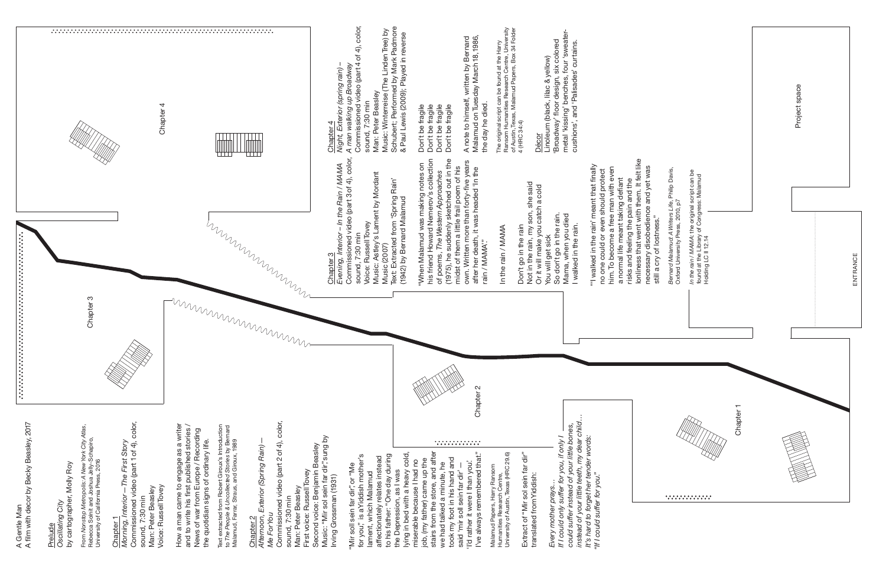A Gentle Man
A film with decor by Becky Beasley, 2017

Prelude
*Oscillating City*
by cartographer, Molly Roy

From *Nonstop Metropolis: A New York City Atlas*, Rebecca Solnit and Joshua Jelly-Schapiro, University of California Press, 2016

Chapter 1
*Morning, Interior – The First Story*
Commissioned video (part 1 of 4), color, sound, 7:30 min
Man: Peter Beasley
Voice: Russell Tovey

How a man came to engage as a writer and to write his first published stories / News of war from Europe / Recording the quotidian signs of ordinary life.

Text extracted from Robert Giroux's Introduction to *The People & Uncollected Stories* by Bernard Malamud, Farrar, Straus, and Giroux, 1989

Chapter 2
*Afternoon, Exterior (Spring Rain) – Me For You*
Commissioned video (part 2 of 4), color, sound, 7:30 min
Man: Peter Beasley
First voice: Russell Tovey
Second voice: Benjamin Beasley
Music: "Mir sol sein far dir," sung by Irving Grossman (1931)

"Mir soll sein far dir," or "Me for you," is a Yiddish mother's lament, which Malamud affectionately relates instead to his father: "One day during the Depression, as I was lying in bed with a heavy cold, miserable because I had no job, (my father) came up the stairs from the store, and after we had talked a minute, he took my foot in his hand and said 'mir soll sein far dir' – 'I'd rather it were I than you'. I've always remembered that."

Malamud Papers, Harry Ransom Humanities Research Centre, University of Austin, Texas (HRC 29.6)

Extract of "Mir sol sein far dir" translated from Yiddish:

*Every mother prays…*
*If I could only suffer for you, if only I could suffer instead of your little bones, instead of your little teeth, my dear child…*
*It's hard to forget her tender words:*
*"If I could suffer for you."*

Chapter 3
*Evening, Interior – In the Rain / MAMA*
Commissioned video (part 3 of 4), color, sound, 7:30 min
Voice: Russell Tovey
Music: Astley's Lament by Mordant Music (2007)
Text: Extracted from 'Spring Rain' (1942) by Bernard Malamud

"When Malamud was making notes on his friend Howard Nemerov's collection of poems, *The Western Approaches* (1975), he suddenly sketched out in the midst of them a little frail poem of his own. Written more than forty-five years after her death, it was headed 'In the rain / MAMA'."

In the rain / MAMA

Don't go in the rain
Not in the rain, my son, she said
Or it will make you catch a cold
You will get sick
So don't go in the rain.
Mama, when you died
I walked in the rain.

"'I walked in the rain' meant that finally no one could or even should protect him. To become a free man with even a normal life meant taking defiant risks and feeling the pain and the lonliness that went with them. It felt like necessary disobedience and yet was still a cry of lostness."

*Bernard Malamud: A Writers Life*, Philip Davis, Oxford University Press, 2010, p7

*In the rain / MAMA*: the original script can be found at the Library of Congress: Malamud Holding LC II 12.14

Chapter 4
*Night, Exterior (spring rain) – A man walking up Broadway*
Commissioned video (part 4 of 4), color, sound, 7:30 min
Man: Peter Beasley
Music: Winterreise (The Linden Tree) by Schubert; Performed by Mark Padmore & Paul Lewis (2009); Played in reverse

Don't be fragile
Don't be fragile
Don't be fragile
Don't be fragile

A note to himself, written by Bernard Malamud on Tuesday March 18, 1986, the day he died.

The original script can be found at the Harry Ransom Humanities Research Centre, University of Austin, Texas, Malamud Papers, Box 34 Folder 4 (HRC 34.4)

Décor
Linoleum (black, lilac & yellow)
'Broadway' floor design, six colored metal 'kissing' benches, four 'sweater-cushions', and 'Palisades' curtains.

Chapter 1
Chapter 2
Chapter 3
Chapter 4
Project space
ENTRANCE